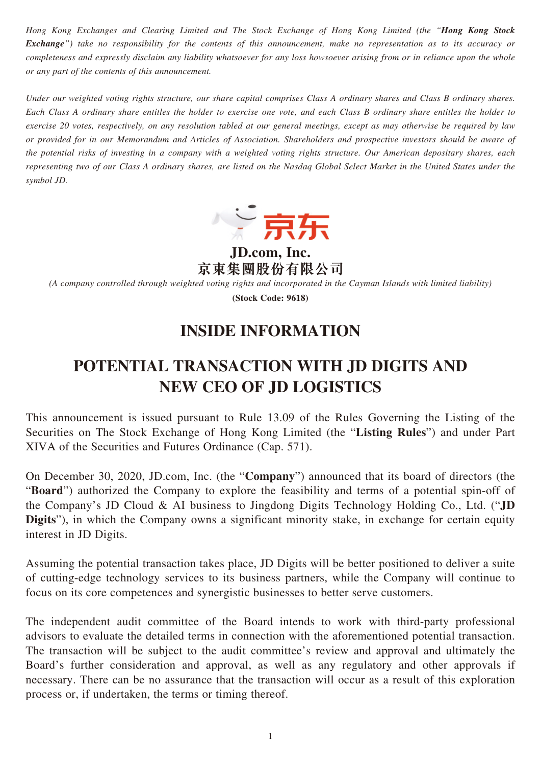*Hong Kong Exchanges and Clearing Limited and The Stock Exchange of Hong Kong Limited (the "**Hong Kong Stock Exchange**") take no responsibility for the contents of this announcement, make no representation as to its accuracy or completeness and expressly disclaim any liability whatsoever for any loss howsoever arising from or in reliance upon the whole or any part of the contents of this announcement.*

*Under our weighted voting rights structure, our share capital comprises Class A ordinary shares and Class B ordinary shares. Each Class A ordinary share entitles the holder to exercise one vote, and each Class B ordinary share entitles the holder to exercise 20 votes, respectively, on any resolution tabled at our general meetings, except as may otherwise be required by law or provided for in our Memorandum and Articles of Association. Shareholders and prospective investors should be aware of the potential risks of investing in a company with a weighted voting rights structure. Our American depositary shares, each representing two of our Class A ordinary shares, are listed on the Nasdaq Global Select Market in the United States under the symbol JD.*

京东

**JD.com, Inc.**
**京東集團股份有限公司**

*(A company controlled through weighted voting rights and incorporated in the Cayman Islands with limited liability)*

**(Stock Code: 9618)**

# INSIDE INFORMATION

# POTENTIAL TRANSACTION WITH JD DIGITS AND NEW CEO OF JD LOGISTICS

This announcement is issued pursuant to Rule 13.09 of the Rules Governing the Listing of the Securities on The Stock Exchange of Hong Kong Limited (the "**Listing Rules**") and under Part XIVA of the Securities and Futures Ordinance (Cap. 571).

On December 30, 2020, JD.com, Inc. (the "**Company**") announced that its board of directors (the "**Board**") authorized the Company to explore the feasibility and terms of a potential spin-off of the Company's JD Cloud & AI business to Jingdong Digits Technology Holding Co., Ltd. ("**JD Digits**"), in which the Company owns a significant minority stake, in exchange for certain equity interest in JD Digits.

Assuming the potential transaction takes place, JD Digits will be better positioned to deliver a suite of cutting-edge technology services to its business partners, while the Company will continue to focus on its core competences and synergistic businesses to better serve customers.

The independent audit committee of the Board intends to work with third-party professional advisors to evaluate the detailed terms in connection with the aforementioned potential transaction. The transaction will be subject to the audit committee's review and approval and ultimately the Board's further consideration and approval, as well as any regulatory and other approvals if necessary. There can be no assurance that the transaction will occur as a result of this exploration process or, if undertaken, the terms or timing thereof.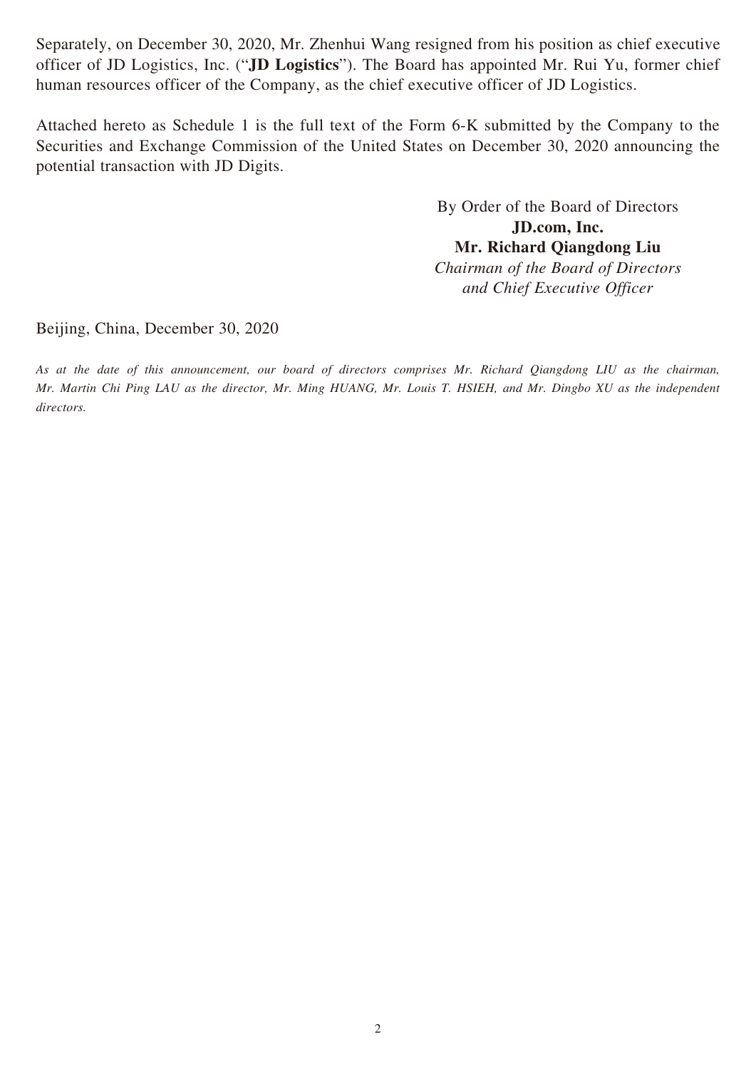Separately, on December 30, 2020, Mr. Zhenhui Wang resigned from his position as chief executive officer of JD Logistics, Inc. ("**JD Logistics**"). The Board has appointed Mr. Rui Yu, former chief human resources officer of the Company, as the chief executive officer of JD Logistics.

Attached hereto as Schedule 1 is the full text of the Form 6-K submitted by the Company to the Securities and Exchange Commission of the United States on December 30, 2020 announcing the potential transaction with JD Digits.

By Order of the Board of Directors  
**JD.com, Inc.**  
**Mr. Richard Qiangdong Liu**  
*Chairman of the Board of Directors*  
*and Chief Executive Officer*

Beijing, China, December 30, 2020

*As at the date of this announcement, our board of directors comprises Mr. Richard Qiangdong LIU as the chairman, Mr. Martin Chi Ping LAU as the director, Mr. Ming HUANG, Mr. Louis T. HSIEH, and Mr. Dingbo XU as the independent directors.*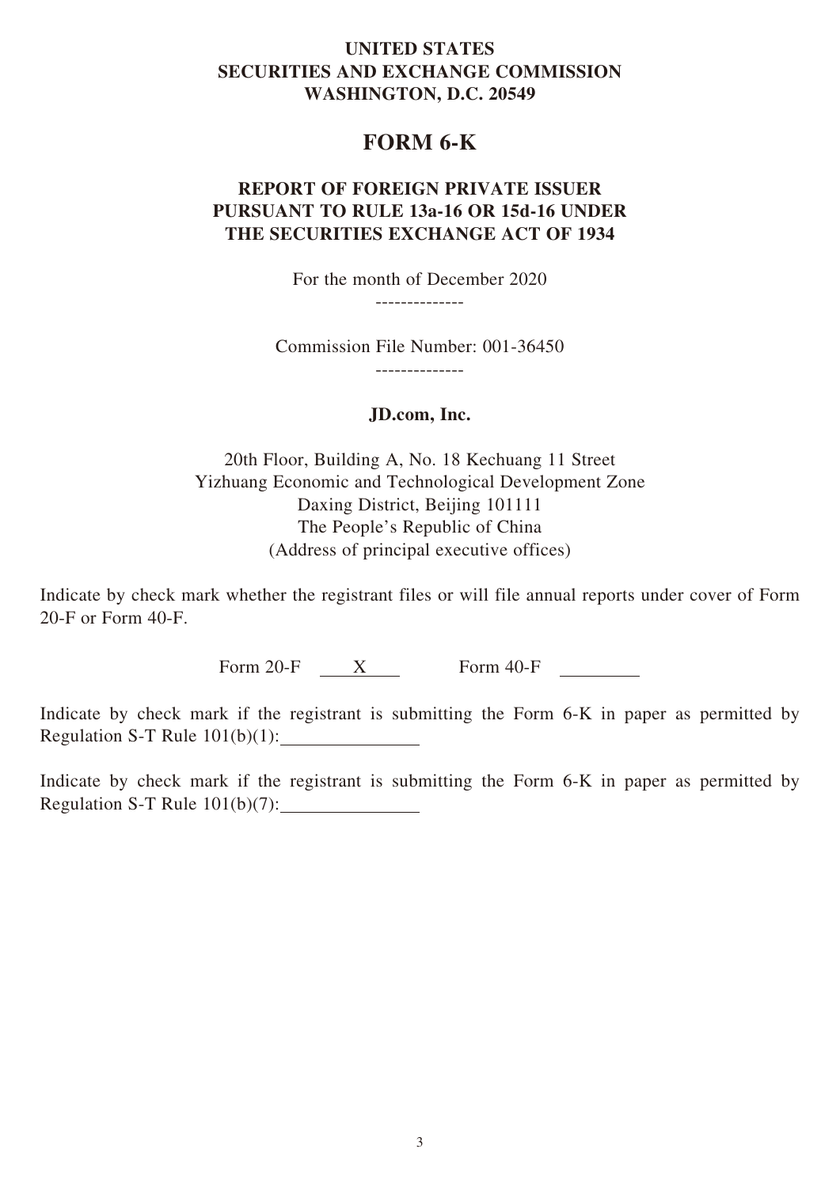**UNITED STATES**
**SECURITIES AND EXCHANGE COMMISSION**
**WASHINGTON, D.C. 20549**

# FORM 6-K

**REPORT OF FOREIGN PRIVATE ISSUER**
**PURSUANT TO RULE 13a-16 OR 15d-16 UNDER**
**THE SECURITIES EXCHANGE ACT OF 1934**

For the month of December 2020

--------------

Commission File Number: 001-36450

--------------

**JD.com, Inc.**

20th Floor, Building A, No. 18 Kechuang 11 Street
Yizhuang Economic and Technological Development Zone
Daxing District, Beijing 101111
The People's Republic of China
(Address of principal executive offices)

Indicate by check mark whether the registrant files or will file annual reports under cover of Form 20-F or Form 40-F.

Form 20-F ___X___ Form 40-F ________

Indicate by check mark if the registrant is submitting the Form 6-K in paper as permitted by Regulation S-T Rule 101(b)(1):______________

Indicate by check mark if the registrant is submitting the Form 6-K in paper as permitted by Regulation S-T Rule 101(b)(7):______________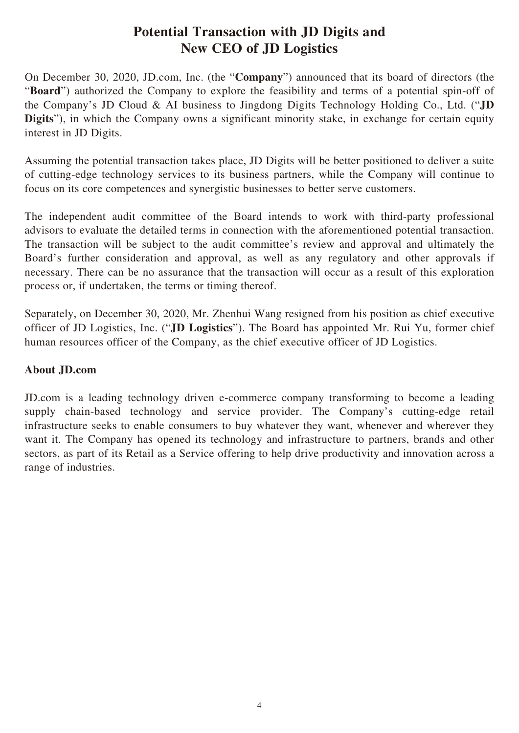# Potential Transaction with JD Digits and New CEO of JD Logistics

On December 30, 2020, JD.com, Inc. (the "**Company**") announced that its board of directors (the "**Board**") authorized the Company to explore the feasibility and terms of a potential spin-off of the Company's JD Cloud & AI business to Jingdong Digits Technology Holding Co., Ltd. ("**JD Digits**"), in which the Company owns a significant minority stake, in exchange for certain equity interest in JD Digits.

Assuming the potential transaction takes place, JD Digits will be better positioned to deliver a suite of cutting-edge technology services to its business partners, while the Company will continue to focus on its core competences and synergistic businesses to better serve customers.

The independent audit committee of the Board intends to work with third-party professional advisors to evaluate the detailed terms in connection with the aforementioned potential transaction. The transaction will be subject to the audit committee's review and approval and ultimately the Board's further consideration and approval, as well as any regulatory and other approvals if necessary. There can be no assurance that the transaction will occur as a result of this exploration process or, if undertaken, the terms or timing thereof.

Separately, on December 30, 2020, Mr. Zhenhui Wang resigned from his position as chief executive officer of JD Logistics, Inc. ("**JD Logistics**"). The Board has appointed Mr. Rui Yu, former chief human resources officer of the Company, as the chief executive officer of JD Logistics.

## About JD.com

JD.com is a leading technology driven e-commerce company transforming to become a leading supply chain-based technology and service provider. The Company's cutting-edge retail infrastructure seeks to enable consumers to buy whatever they want, whenever and wherever they want it. The Company has opened its technology and infrastructure to partners, brands and other sectors, as part of its Retail as a Service offering to help drive productivity and innovation across a range of industries.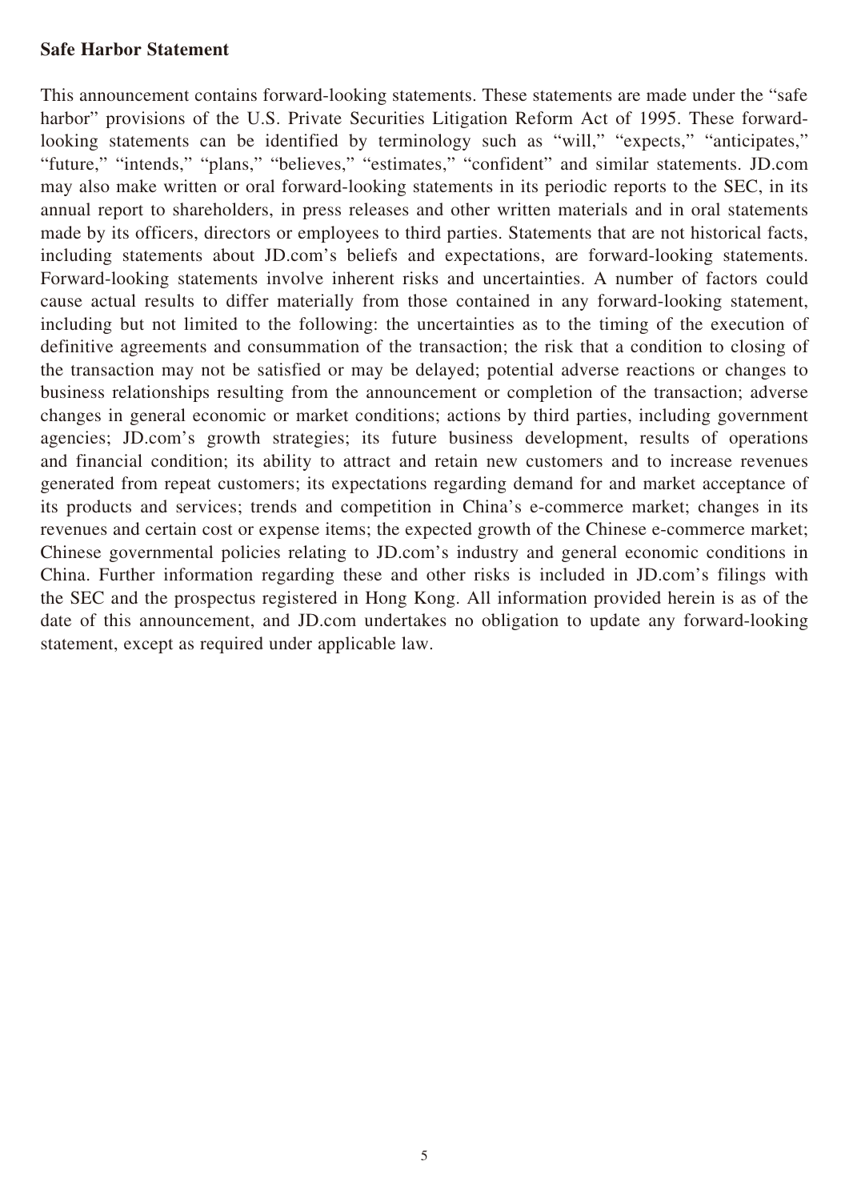**Safe Harbor Statement**

This announcement contains forward-looking statements. These statements are made under the "safe harbor" provisions of the U.S. Private Securities Litigation Reform Act of 1995. These forward-looking statements can be identified by terminology such as "will," "expects," "anticipates," "future," "intends," "plans," "believes," "estimates," "confident" and similar statements. JD.com may also make written or oral forward-looking statements in its periodic reports to the SEC, in its annual report to shareholders, in press releases and other written materials and in oral statements made by its officers, directors or employees to third parties. Statements that are not historical facts, including statements about JD.com's beliefs and expectations, are forward-looking statements. Forward-looking statements involve inherent risks and uncertainties. A number of factors could cause actual results to differ materially from those contained in any forward-looking statement, including but not limited to the following: the uncertainties as to the timing of the execution of definitive agreements and consummation of the transaction; the risk that a condition to closing of the transaction may not be satisfied or may be delayed; potential adverse reactions or changes to business relationships resulting from the announcement or completion of the transaction; adverse changes in general economic or market conditions; actions by third parties, including government agencies; JD.com's growth strategies; its future business development, results of operations and financial condition; its ability to attract and retain new customers and to increase revenues generated from repeat customers; its expectations regarding demand for and market acceptance of its products and services; trends and competition in China's e-commerce market; changes in its revenues and certain cost or expense items; the expected growth of the Chinese e-commerce market; Chinese governmental policies relating to JD.com's industry and general economic conditions in China. Further information regarding these and other risks is included in JD.com's filings with the SEC and the prospectus registered in Hong Kong. All information provided herein is as of the date of this announcement, and JD.com undertakes no obligation to update any forward-looking statement, except as required under applicable law.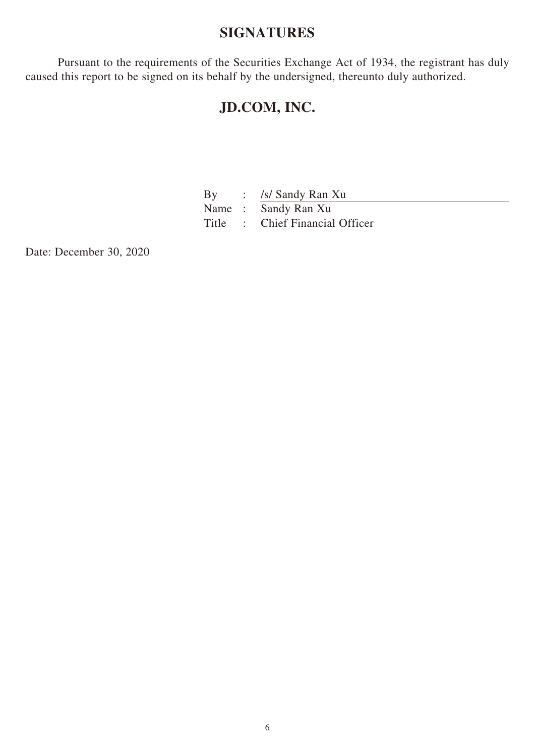# SIGNATURES

Pursuant to the requirements of the Securities Exchange Act of 1934, the registrant has duly caused this report to be signed on its behalf by the undersigned, thereunto duly authorized.

## JD.COM, INC.

| | | |
|---|---|---|
| By | : | /s/ Sandy Ran Xu |
| Name | : | Sandy Ran Xu |
| Title | : | Chief Financial Officer |

Date: December 30, 2020